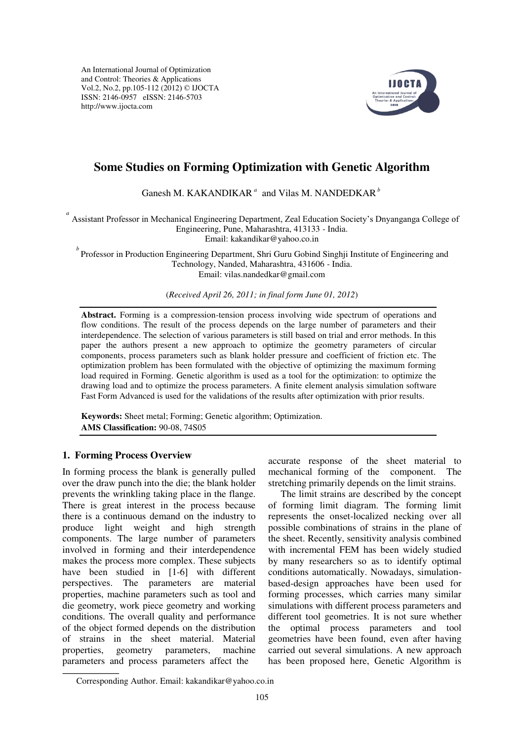An International Journal of Optimization and Control: Theories & Applications
Vol.2, No.2, pp.105-112 (2012) © IJOCTA
ISSN: 2146-0957 eISSN: 2146-5703
http://www.ijocta.com

# Some Studies on Forming Optimization with Genetic Algorithm

Ganesh M. KAKANDIKAR [a] and Vilas M. NANDEDKAR [b]

[a] Assistant Professor in Mechanical Engineering Department, Zeal Education Society's Dnyanganga College of Engineering, Pune, Maharashtra, 413133 - India.
Email: kakandikar@yahoo.co.in

[b] Professor in Production Engineering Department, Shri Guru Gobind Singhji Institute of Engineering and Technology, Nanded, Maharashtra, 431606 - India.
Email: vilas.nandedkar@gmail.com

(*Received April 26, 2011; in final form June 01, 2012*)

**Abstract.** Forming is a compression-tension process involving wide spectrum of operations and flow conditions. The result of the process depends on the large number of parameters and their interdependence. The selection of various parameters is still based on trial and error methods. In this paper the authors present a new approach to optimize the geometry parameters of circular components, process parameters such as blank holder pressure and coefficient of friction etc. The optimization problem has been formulated with the objective of optimizing the maximum forming load required in Forming. Genetic algorithm is used as a tool for the optimization: to optimize the drawing load and to optimize the process parameters. A finite element analysis simulation software Fast Form Advanced is used for the validations of the results after optimization with prior results.

**Keywords:** Sheet metal; Forming; Genetic algorithm; Optimization.
**AMS Classification:** 90-08, 74S05

## 1. Forming Process Overview

In forming process the blank is generally pulled over the draw punch into the die; the blank holder prevents the wrinkling taking place in the flange. There is great interest in the process because there is a continuous demand on the industry to produce light weight and high strength components. The large number of parameters involved in forming and their interdependence makes the process more complex. These subjects have been studied in [1-6] with different perspectives. The parameters are material properties, machine parameters such as tool and die geometry, work piece geometry and working conditions. The overall quality and performance of the object formed depends on the distribution of strains in the sheet material. Material properties, geometry parameters, machine parameters and process parameters affect the accurate response of the sheet material to mechanical forming of the component. The stretching primarily depends on the limit strains.

The limit strains are described by the concept of forming limit diagram. The forming limit represents the onset-localized necking over all possible combinations of strains in the plane of the sheet. Recently, sensitivity analysis combined with incremental FEM has been widely studied by many researchers so as to identify optimal conditions automatically. Nowadays, simulation-based-design approaches have been used for forming processes, which carries many similar simulations with different process parameters and different tool geometries. It is not sure whether the optimal process parameters and tool geometries have been found, even after having carried out several simulations. A new approach has been proposed here, Genetic Algorithm is

Corresponding Author. Email: kakandikar@yahoo.co.in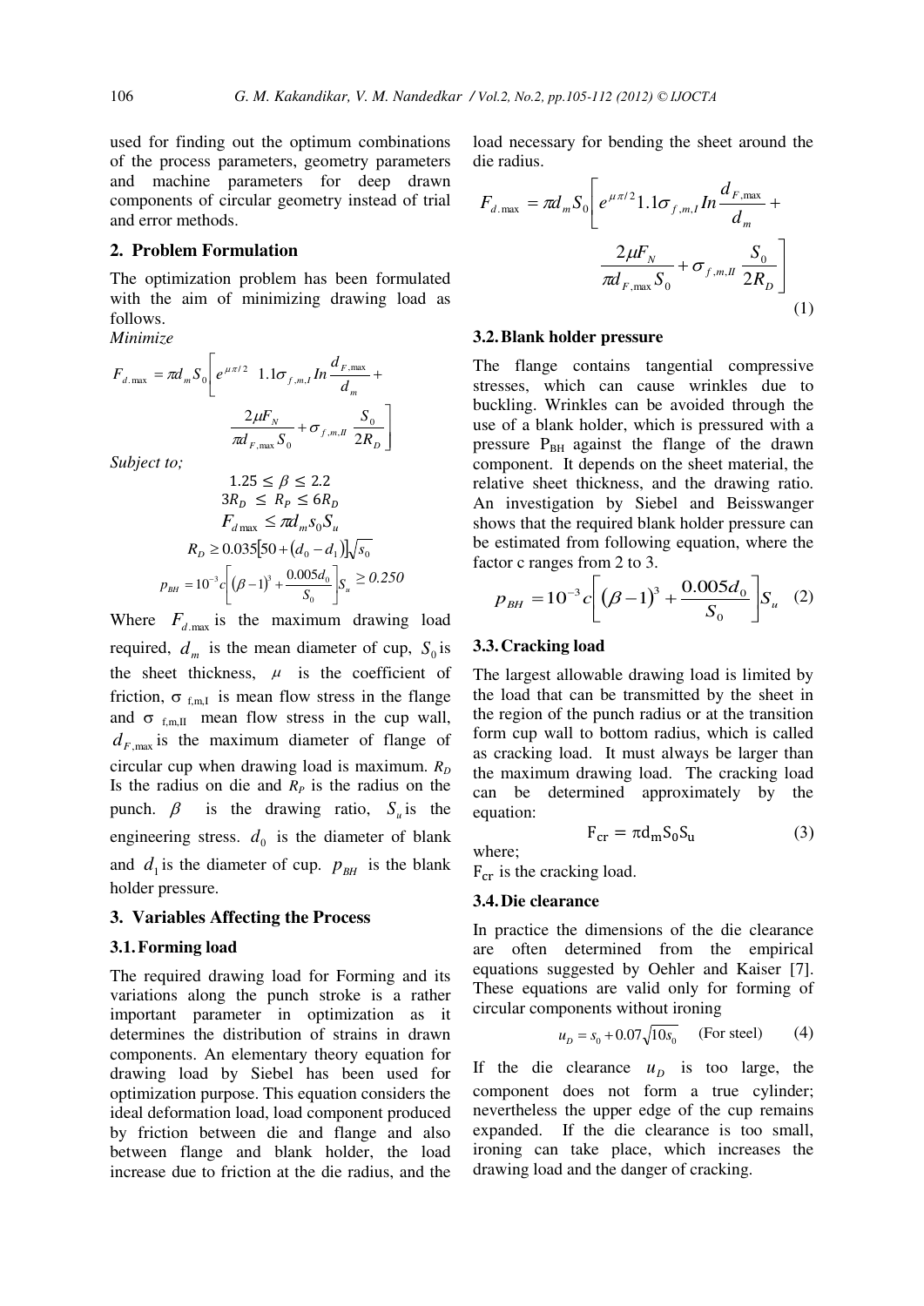used for finding out the optimum combinations of the process parameters, geometry parameters and machine parameters for deep drawn components of circular geometry instead of trial and error methods.

## 2. Problem Formulation

The optimization problem has been formulated with the aim of minimizing drawing load as follows.

*Minimize*

$$F_{d.\max} = \pi d_m S_0 \left[ e^{\mu\pi/2}\ 1.1\sigma_{f,m,I}\, In \frac{d_{F,\max}}{d_m} + \frac{2\mu F_N}{\pi d_{F,\max} S_0} + \sigma_{f,m,II}\frac{S_0}{2R_D} \right]$$

*Subject to;*

$$1.25 \le \beta \le 2.2$$

$$3R_D \le R_P \le 6R_D$$

$$F_{d\max} \le \pi d_m s_0 S_u$$

$$R_D \ge 0.035\left[50 + (d_0 - d_1)\right]\sqrt{s_0}$$

$$p_{BH} = 10^{-3} c \left[ (\beta - 1)^3 + \frac{0.005 d_0}{S_0} \right] S_u \ge 0.250$$

Where $F_{d.\max}$ is the maximum drawing load required, $d_m$ is the mean diameter of cup, $S_0$ is the sheet thickness, $\mu$ is the coefficient of friction, $\sigma_{f,m,I}$ is mean flow stress in the flange and $\sigma_{f,m,II}$ mean flow stress in the cup wall, $d_{F,\max}$ is the maximum diameter of flange of circular cup when drawing load is maximum. $R_D$ Is the radius on die and $R_P$ is the radius on the punch. $\beta$ is the drawing ratio, $S_u$ is the engineering stress. $d_0$ is the diameter of blank and $d_1$ is the diameter of cup. $p_{BH}$ is the blank holder pressure.

## 3. Variables Affecting the Process

### 3.1. Forming load

The required drawing load for Forming and its variations along the punch stroke is a rather important parameter in optimization as it determines the distribution of strains in drawn components. An elementary theory equation for drawing load by Siebel has been used for optimization purpose. This equation considers the ideal deformation load, load component produced by friction between die and flange and also between flange and blank holder, the load increase due to friction at the die radius, and the load necessary for bending the sheet around the die radius.

$$F_{d.\max} = \pi d_m S_0 \left[ e^{\mu\pi/2} 1.1\sigma_{f,m,I}\, In \frac{d_{F,\max}}{d_m} + \frac{2\mu F_N}{\pi d_{F,\max} S_0} + \sigma_{f,m,II}\frac{S_0}{2R_D} \right] \quad (1)$$

### 3.2. Blank holder pressure

The flange contains tangential compressive stresses, which can cause wrinkles due to buckling. Wrinkles can be avoided through the use of a blank holder, which is pressured with a pressure $P_{BH}$ against the flange of the drawn component. It depends on the sheet material, the relative sheet thickness, and the drawing ratio. An investigation by Siebel and Beisswanger shows that the required blank holder pressure can be estimated from following equation, where the factor c ranges from 2 to 3.

$$p_{BH} = 10^{-3} c \left[ (\beta - 1)^3 + \frac{0.005 d_0}{S_0} \right] S_u \quad (2)$$

### 3.3. Cracking load

The largest allowable drawing load is limited by the load that can be transmitted by the sheet in the region of the punch radius or at the transition form cup wall to bottom radius, which is called as cracking load. It must always be larger than the maximum drawing load. The cracking load can be determined approximately by the equation:

$$F_{cr} = \pi d_m S_0 S_u \quad (3)$$

where;

$F_{cr}$ is the cracking load.

### 3.4. Die clearance

In practice the dimensions of the die clearance are often determined from the empirical equations suggested by Oehler and Kaiser [7]. These equations are valid only for forming of circular components without ironing

$$u_D = s_0 + 0.07\sqrt{10 s_0} \quad \text{(For steel)} \quad (4)$$

If the die clearance $u_D$ is too large, the component does not form a true cylinder; nevertheless the upper edge of the cup remains expanded. If the die clearance is too small, ironing can take place, which increases the drawing load and the danger of cracking.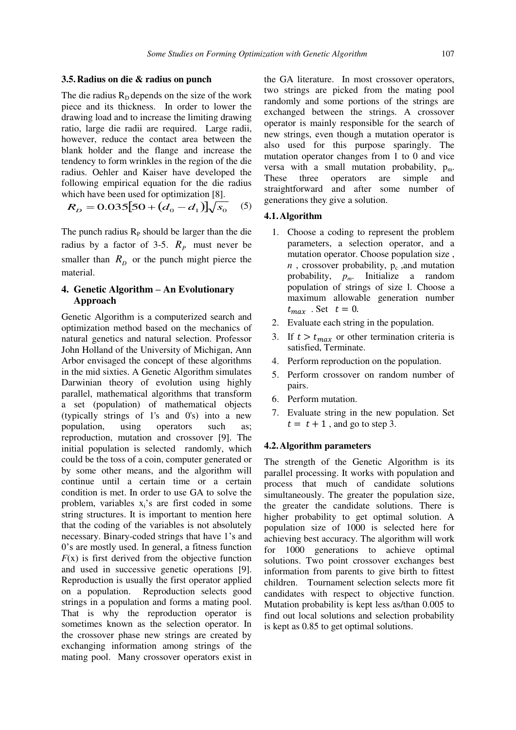### 3.5. Radius on die & radius on punch

The die radius $R_D$ depends on the size of the work piece and its thickness. In order to lower the drawing load and to increase the limiting drawing ratio, large die radii are required. Large radii, however, reduce the contact area between the blank holder and the flange and increase the tendency to form wrinkles in the region of the die radius. Oehler and Kaiser have developed the following empirical equation for the die radius which have been used for optimization [8].

$$R_D = 0.035[50 + (d_o - d_1)]\sqrt{s_o} \quad (5)$$

The punch radius $R_P$ should be larger than the die radius by a factor of 3-5. $R_P$ must never be smaller than $R_D$ or the punch might pierce the material.

## 4. Genetic Algorithm – An Evolutionary Approach

Genetic Algorithm is a computerized search and optimization method based on the mechanics of natural genetics and natural selection. Professor John Holland of the University of Michigan, Ann Arbor envisaged the concept of these algorithms in the mid sixties. A Genetic Algorithm simulates Darwinian theory of evolution using highly parallel, mathematical algorithms that transform a set (population) of mathematical objects (typically strings of 1's and 0's) into a new population, using operators such as; reproduction, mutation and crossover [9]. The initial population is selected randomly, which could be the toss of a coin, computer generated or by some other means, and the algorithm will continue until a certain time or a certain condition is met. In order to use GA to solve the problem, variables $x_i$'s are first coded in some string structures. It is important to mention here that the coding of the variables is not absolutely necessary. Binary-coded strings that have 1's and 0's are mostly used. In general, a fitness function $F(x)$ is first derived from the objective function and used in successive genetic operations [9]. Reproduction is usually the first operator applied on a population. Reproduction selects good strings in a population and forms a mating pool. That is why the reproduction operator is sometimes known as the selection operator. In the crossover phase new strings are created by exchanging information among strings of the mating pool. Many crossover operators exist in the GA literature. In most crossover operators, two strings are picked from the mating pool randomly and some portions of the strings are exchanged between the strings. A crossover operator is mainly responsible for the search of new strings, even though a mutation operator is also used for this purpose sparingly. The mutation operator changes from 1 to 0 and vice versa with a small mutation probability, $p_m$. These three operators are simple and straightforward and after some number of generations they give a solution.

### 4.1. Algorithm

1. Choose a coding to represent the problem parameters, a selection operator, and a mutation operator. Choose population size , $n$ , crossover probability, $p_c$ ,and mutation probability, $p_m$. Initialize a random population of strings of size l. Choose a maximum allowable generation number $t_{max}$ . Set $t = 0$.
2. Evaluate each string in the population.
3. If $t > t_{max}$ or other termination criteria is satisfied, Terminate.
4. Perform reproduction on the population.
5. Perform crossover on random number of pairs.
6. Perform mutation.
7. Evaluate string in the new population. Set $t = t + 1$ , and go to step 3.

### 4.2. Algorithm parameters

The strength of the Genetic Algorithm is its parallel processing. It works with population and process that much of candidate solutions simultaneously. The greater the population size, the greater the candidate solutions. There is higher probability to get optimal solution. A population size of 1000 is selected here for achieving best accuracy. The algorithm will work for 1000 generations to achieve optimal solutions. Two point crossover exchanges best information from parents to give birth to fittest children. Tournament selection selects more fit candidates with respect to objective function. Mutation probability is kept less as/than 0.005 to find out local solutions and selection probability is kept as 0.85 to get optimal solutions.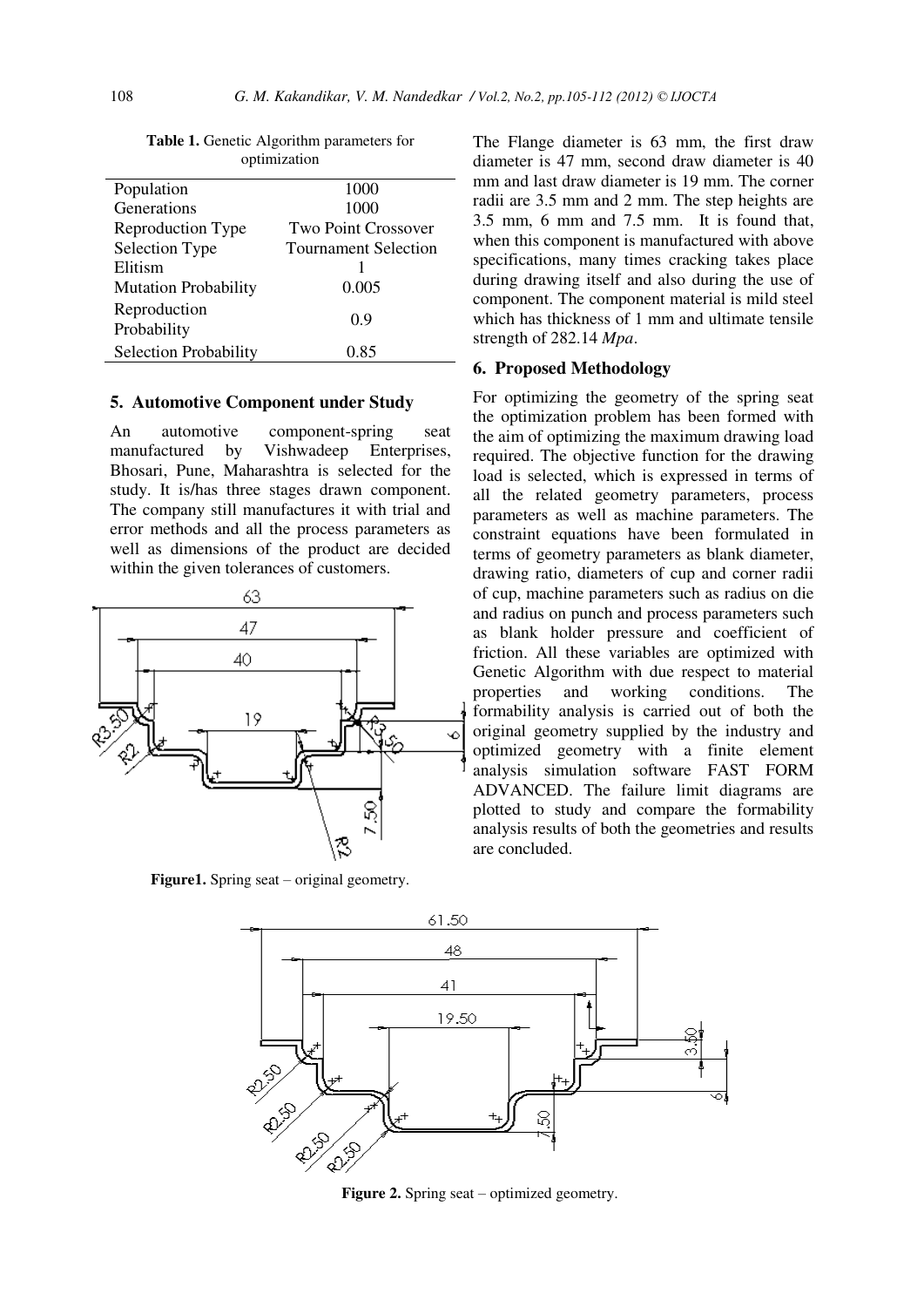**Table 1.** Genetic Algorithm parameters for optimization

| | |
|---|---|
| Population | 1000 |
| Generations | 1000 |
| Reproduction Type | Two Point Crossover |
| Selection Type | Tournament Selection |
| Elitism | 1 |
| Mutation Probability | 0.005 |
| Reproduction Probability | 0.9 |
| Selection Probability | 0.85 |

## 5. Automotive Component under Study

An automotive component-spring seat manufactured by Vishwadeep Enterprises, Bhosari, Pune, Maharashtra is selected for the study. It is/has three stages drawn component. The company still manufactures it with trial and error methods and all the process parameters as well as dimensions of the product are decided within the given tolerances of customers.

**Figure1.** Spring seat – original geometry.

The Flange diameter is 63 mm, the first draw diameter is 47 mm, second draw diameter is 40 mm and last draw diameter is 19 mm. The corner radii are 3.5 mm and 2 mm. The step heights are 3.5 mm, 6 mm and 7.5 mm. It is found that, when this component is manufactured with above specifications, many times cracking takes place during drawing itself and also during the use of component. The component material is mild steel which has thickness of 1 mm and ultimate tensile strength of 282.14 *Mpa*.

## 6. Proposed Methodology

For optimizing the geometry of the spring seat the optimization problem has been formed with the aim of optimizing the maximum drawing load required. The objective function for the drawing load is selected, which is expressed in terms of all the related geometry parameters, process parameters as well as machine parameters. The constraint equations have been formulated in terms of geometry parameters as blank diameter, drawing ratio, diameters of cup and corner radii of cup, machine parameters such as radius on die and radius on punch and process parameters such as blank holder pressure and coefficient of friction. All these variables are optimized with Genetic Algorithm with due respect to material properties and working conditions. The formability analysis is carried out of both the original geometry supplied by the industry and optimized geometry with a finite element analysis simulation software FAST FORM ADVANCED. The failure limit diagrams are plotted to study and compare the formability analysis results of both the geometries and results are concluded.

**Figure 2.** Spring seat – optimized geometry.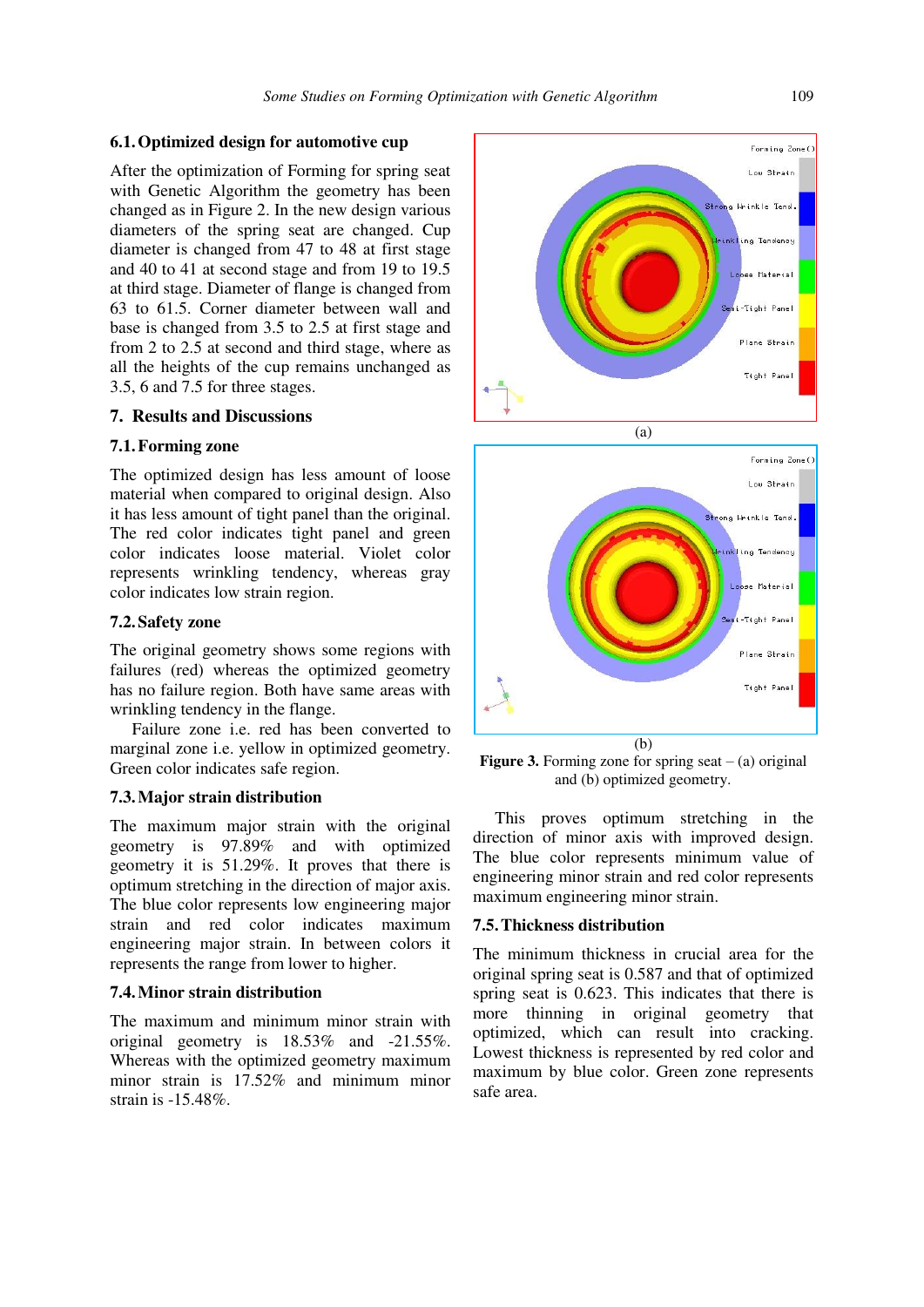### 6.1. Optimized design for automotive cup

After the optimization of Forming for spring seat with Genetic Algorithm the geometry has been changed as in Figure 2. In the new design various diameters of the spring seat are changed. Cup diameter is changed from 47 to 48 at first stage and 40 to 41 at second stage and from 19 to 19.5 at third stage. Diameter of flange is changed from 63 to 61.5. Corner diameter between wall and base is changed from 3.5 to 2.5 at first stage and from 2 to 2.5 at second and third stage, where as all the heights of the cup remains unchanged as 3.5, 6 and 7.5 for three stages.

## 7. Results and Discussions

### 7.1. Forming zone

The optimized design has less amount of loose material when compared to original design. Also it has less amount of tight panel than the original. The red color indicates tight panel and green color indicates loose material. Violet color represents wrinkling tendency, whereas gray color indicates low strain region.

### 7.2. Safety zone

The original geometry shows some regions with failures (red) whereas the optimized geometry has no failure region. Both have same areas with wrinkling tendency in the flange.

Failure zone i.e. red has been converted to marginal zone i.e. yellow in optimized geometry. Green color indicates safe region.

### 7.3. Major strain distribution

The maximum major strain with the original geometry is 97.89% and with optimized geometry it is 51.29%. It proves that there is optimum stretching in the direction of major axis. The blue color represents low engineering major strain and red color indicates maximum engineering major strain. In between colors it represents the range from lower to higher.

### 7.4. Minor strain distribution

The maximum and minimum minor strain with original geometry is 18.53% and -21.55%. Whereas with the optimized geometry maximum minor strain is 17.52% and minimum minor strain is -15.48%.

(a)

(b)

**Figure 3.** Forming zone for spring seat – (a) original and (b) optimized geometry.

This proves optimum stretching in the direction of minor axis with improved design. The blue color represents minimum value of engineering minor strain and red color represents maximum engineering minor strain.

### 7.5. Thickness distribution

The minimum thickness in crucial area for the original spring seat is 0.587 and that of optimized spring seat is 0.623. This indicates that there is more thinning in original geometry that optimized, which can result into cracking. Lowest thickness is represented by red color and maximum by blue color. Green zone represents safe area.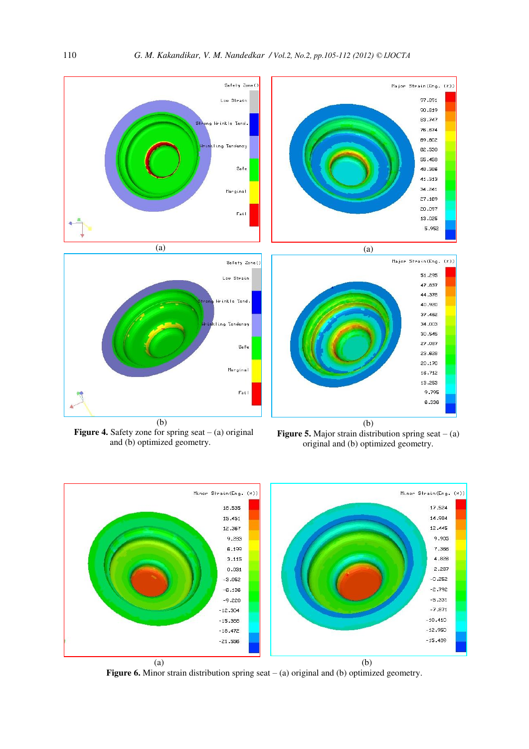**Figure 4.** Safety zone for spring seat – (a) original and (b) optimized geometry.

**Figure 5.** Major strain distribution spring seat – (a) original and (b) optimized geometry.

**Figure 6.** Minor strain distribution spring seat – (a) original and (b) optimized geometry.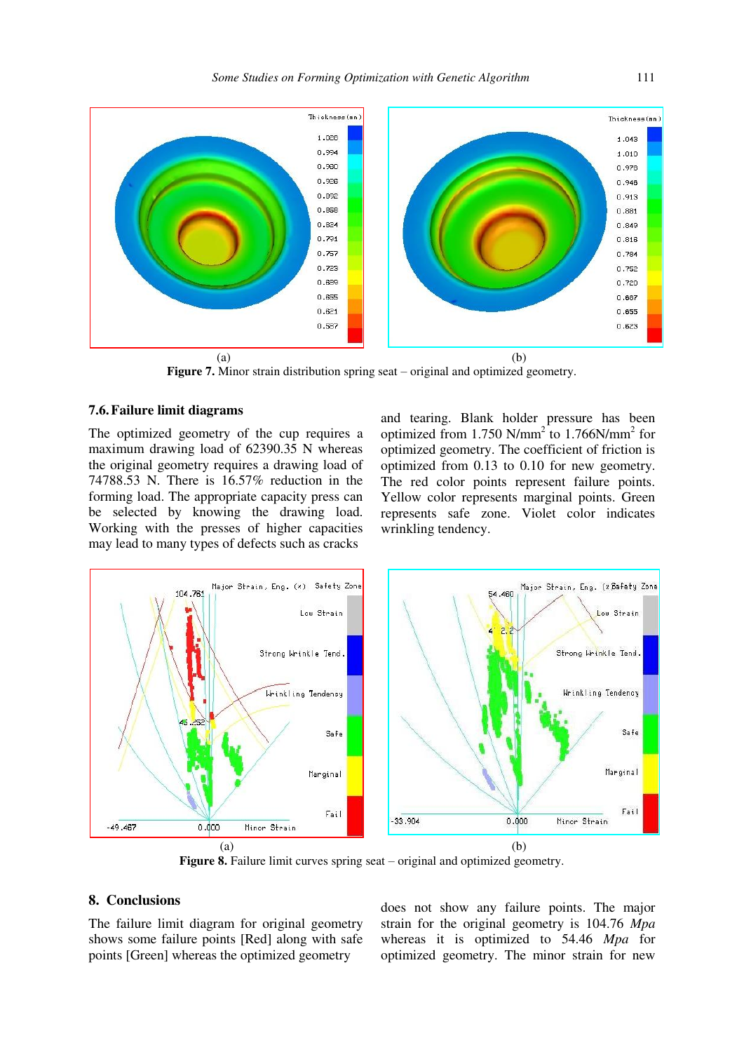(a) (b)

**Figure 7.** Minor strain distribution spring seat – original and optimized geometry.

### 7.6. Failure limit diagrams

The optimized geometry of the cup requires a maximum drawing load of 62390.35 N whereas the original geometry requires a drawing load of 74788.53 N. There is 16.57% reduction in the forming load. The appropriate capacity press can be selected by knowing the drawing load. Working with the presses of higher capacities may lead to many types of defects such as cracks and tearing. Blank holder pressure has been optimized from 1.750 N/mm$^2$ to 1.766N/mm$^2$ for optimized geometry. The coefficient of friction is optimized from 0.13 to 0.10 for new geometry. The red color points represent failure points. Yellow color represents marginal points. Green represents safe zone. Violet color indicates wrinkling tendency.

(a) (b)

**Figure 8.** Failure limit curves spring seat – original and optimized geometry.

## 8. Conclusions

The failure limit diagram for original geometry shows some failure points [Red] along with safe points [Green] whereas the optimized geometry does not show any failure points. The major strain for the original geometry is 104.76 *Mpa* whereas it is optimized to 54.46 *Mpa* for optimized geometry. The minor strain for new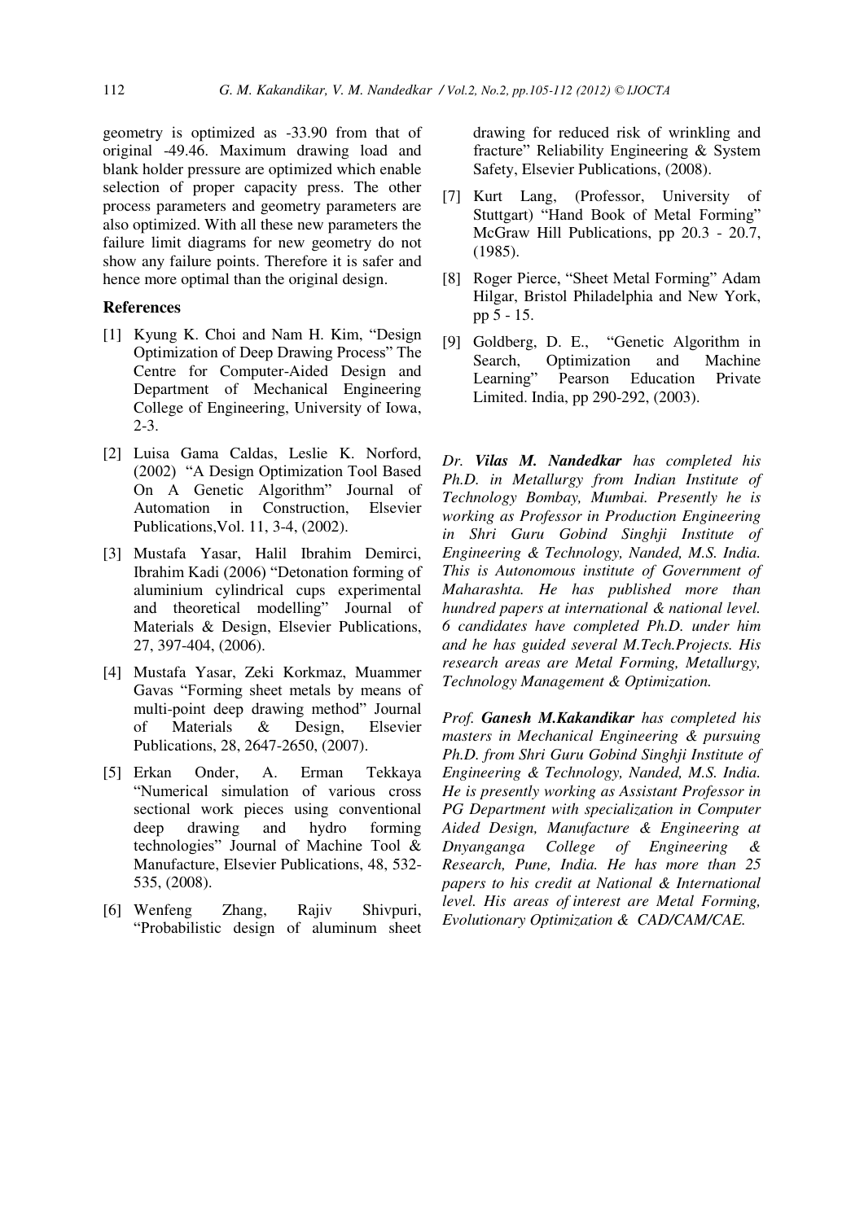geometry is optimized as -33.90 from that of original -49.46. Maximum drawing load and blank holder pressure are optimized which enable selection of proper capacity press. The other process parameters and geometry parameters are also optimized. With all these new parameters the failure limit diagrams for new geometry do not show any failure points. Therefore it is safer and hence more optimal than the original design.

## References

[1] Kyung K. Choi and Nam H. Kim, "Design Optimization of Deep Drawing Process" The Centre for Computer-Aided Design and Department of Mechanical Engineering College of Engineering, University of Iowa, 2-3.

[2] Luisa Gama Caldas, Leslie K. Norford, (2002) "A Design Optimization Tool Based On A Genetic Algorithm" Journal of Automation in Construction, Elsevier Publications,Vol. 11, 3-4, (2002).

[3] Mustafa Yasar, Halil Ibrahim Demirci, Ibrahim Kadi (2006) "Detonation forming of aluminium cylindrical cups experimental and theoretical modelling" Journal of Materials & Design, Elsevier Publications, 27, 397-404, (2006).

[4] Mustafa Yasar, Zeki Korkmaz, Muammer Gavas "Forming sheet metals by means of multi-point deep drawing method" Journal of Materials & Design, Elsevier Publications, 28, 2647-2650, (2007).

[5] Erkan Onder, A. Erman Tekkaya "Numerical simulation of various cross sectional work pieces using conventional deep drawing and hydro forming technologies" Journal of Machine Tool & Manufacture, Elsevier Publications, 48, 532-535, (2008).

[6] Wenfeng Zhang, Rajiv Shivpuri, "Probabilistic design of aluminum sheet drawing for reduced risk of wrinkling and fracture" Reliability Engineering & System Safety, Elsevier Publications, (2008).

[7] Kurt Lang, (Professor, University of Stuttgart) "Hand Book of Metal Forming" McGraw Hill Publications, pp 20.3 - 20.7, (1985).

[8] Roger Pierce, "Sheet Metal Forming" Adam Hilgar, Bristol Philadelphia and New York, pp 5 - 15.

[9] Goldberg, D. E., "Genetic Algorithm in Search, Optimization and Machine Learning" Pearson Education Private Limited. India, pp 290-292, (2003).

*Dr.* ***Vilas M. Nandedkar*** *has completed his Ph.D. in Metallurgy from Indian Institute of Technology Bombay, Mumbai. Presently he is working as Professor in Production Engineering in Shri Guru Gobind Singhji Institute of Engineering & Technology, Nanded, M.S. India. This is Autonomous institute of Government of Maharashta. He has published more than hundred papers at international & national level. 6 candidates have completed Ph.D. under him and he has guided several M.Tech.Projects. His research areas are Metal Forming, Metallurgy, Technology Management & Optimization.*

*Prof.* ***Ganesh M.Kakandikar*** *has completed his masters in Mechanical Engineering & pursuing Ph.D. from Shri Guru Gobind Singhji Institute of Engineering & Technology, Nanded, M.S. India. He is presently working as Assistant Professor in PG Department with specialization in Computer Aided Design, Manufacture & Engineering at Dnyanganga College of Engineering & Research, Pune, India. He has more than 25 papers to his credit at National & International level. His areas of interest are Metal Forming, Evolutionary Optimization & CAD/CAM/CAE.*